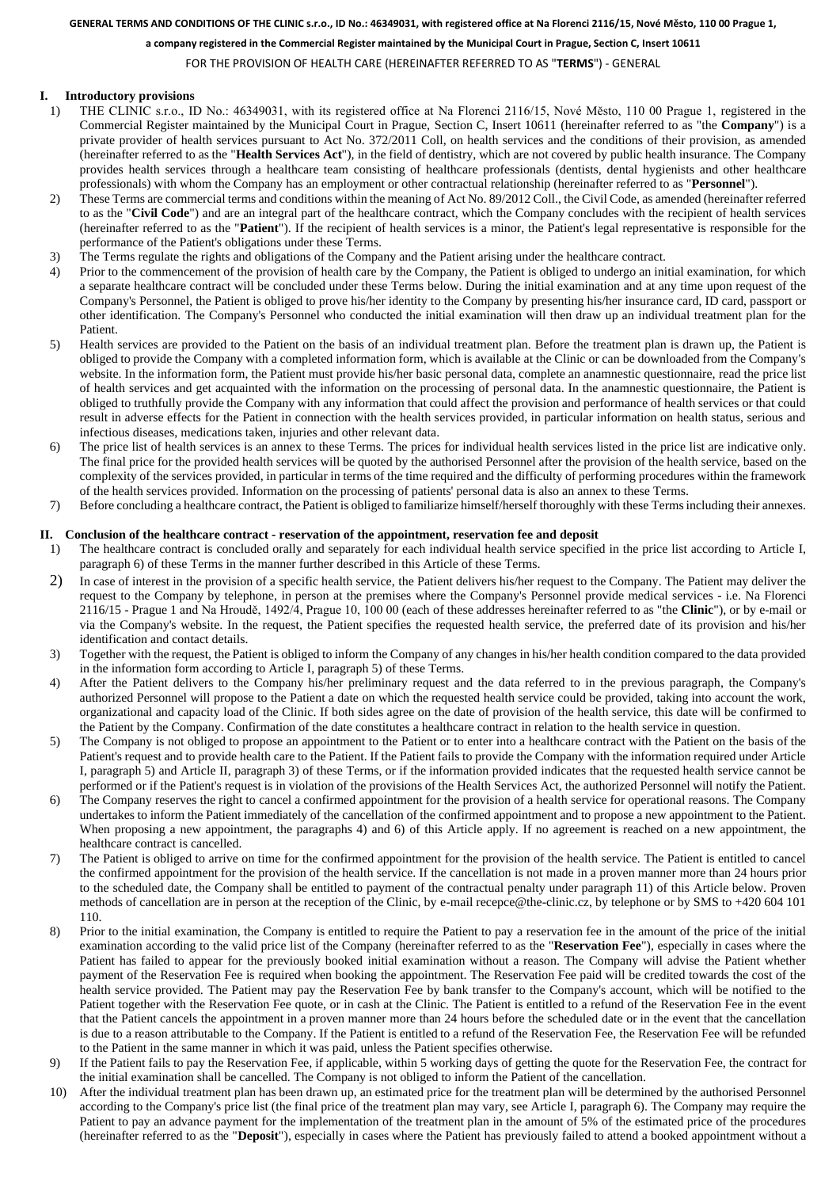**GENERAL TERMS AND CONDITIONS OF THE CLINIC s.r.o., ID No.: 46349031, with registered office at Na Florenci 2116/15, Nové Město, 110 00 Prague 1,**

**a company registered in the Commercial Register maintained by the Municipal Court in Prague, Section C, Insert 10611**

FOR THE PROVISION OF HEALTH CARE (HEREINAFTER REFERRED TO AS "**TERMS**") - GENERAL

## I. Introductory provisions

1) THE CLINIC s.r.o., ID No.: 46349031, with its registered office at Na Florenci 2116/15, Nové Město, 110 00 Prague 1, registered in the Commercial Register maintained by the Municipal Court in Prague, Section C, Insert 10611 (hereinafter referred to as "the **Company**") is a private provider of health services pursuant to Act No. 372/2011 Coll, on health services and the conditions of their provision, as amended (hereinafter referred to as the "**Health Services Act**"), in the field of dentistry, which are not covered by public health insurance. The Company provides health services through a healthcare team consisting of healthcare professionals (dentists, dental hygienists and other healthcare professionals) with whom the Company has an employment or other contractual relationship (hereinafter referred to as "**Personnel**").
2) These Terms are commercial terms and conditions within the meaning of Act No. 89/2012 Coll., the Civil Code, as amended (hereinafter referred to as the "**Civil Code**") and are an integral part of the healthcare contract, which the Company concludes with the recipient of health services (hereinafter referred to as the "**Patient**"). If the recipient of health services is a minor, the Patient's legal representative is responsible for the performance of the Patient's obligations under these Terms.
3) The Terms regulate the rights and obligations of the Company and the Patient arising under the healthcare contract.
4) Prior to the commencement of the provision of health care by the Company, the Patient is obliged to undergo an initial examination, for which a separate healthcare contract will be concluded under these Terms below. During the initial examination and at any time upon request of the Company's Personnel, the Patient is obliged to prove his/her identity to the Company by presenting his/her insurance card, ID card, passport or other identification. The Company's Personnel who conducted the initial examination will then draw up an individual treatment plan for the Patient.
5) Health services are provided to the Patient on the basis of an individual treatment plan. Before the treatment plan is drawn up, the Patient is obliged to provide the Company with a completed information form, which is available at the Clinic or can be downloaded from the Company's website. In the information form, the Patient must provide his/her basic personal data, complete an anamnestic questionnaire, read the price list of health services and get acquainted with the information on the processing of personal data. In the anamnestic questionnaire, the Patient is obliged to truthfully provide the Company with any information that could affect the provision and performance of health services or that could result in adverse effects for the Patient in connection with the health services provided, in particular information on health status, serious and infectious diseases, medications taken, injuries and other relevant data.
6) The price list of health services is an annex to these Terms. The prices for individual health services listed in the price list are indicative only. The final price for the provided health services will be quoted by the authorised Personnel after the provision of the health service, based on the complexity of the services provided, in particular in terms of the time required and the difficulty of performing procedures within the framework of the health services provided. Information on the processing of patients' personal data is also an annex to these Terms.
7) Before concluding a healthcare contract, the Patient is obliged to familiarize himself/herself thoroughly with these Terms including their annexes.

## II. Conclusion of the healthcare contract - reservation of the appointment, reservation fee and deposit

1) The healthcare contract is concluded orally and separately for each individual health service specified in the price list according to Article I, paragraph 6) of these Terms in the manner further described in this Article of these Terms.
2) In case of interest in the provision of a specific health service, the Patient delivers his/her request to the Company. The Patient may deliver the request to the Company by telephone, in person at the premises where the Company's Personnel provide medical services - i.e. Na Florenci 2116/15 - Prague 1 and Na Hroudě, 1492/4, Prague 10, 100 00 (each of these addresses hereinafter referred to as "the **Clinic**"), or by e-mail or via the Company's website. In the request, the Patient specifies the requested health service, the preferred date of its provision and his/her identification and contact details.
3) Together with the request, the Patient is obliged to inform the Company of any changes in his/her health condition compared to the data provided in the information form according to Article I, paragraph 5) of these Terms.
4) After the Patient delivers to the Company his/her preliminary request and the data referred to in the previous paragraph, the Company's authorized Personnel will propose to the Patient a date on which the requested health service could be provided, taking into account the work, organizational and capacity load of the Clinic. If both sides agree on the date of provision of the health service, this date will be confirmed to the Patient by the Company. Confirmation of the date constitutes a healthcare contract in relation to the health service in question.
5) The Company is not obliged to propose an appointment to the Patient or to enter into a healthcare contract with the Patient on the basis of the Patient's request and to provide health care to the Patient. If the Patient fails to provide the Company with the information required under Article I, paragraph 5) and Article II, paragraph 3) of these Terms, or if the information provided indicates that the requested health service cannot be performed or if the Patient's request is in violation of the provisions of the Health Services Act, the authorized Personnel will notify the Patient.
6) The Company reserves the right to cancel a confirmed appointment for the provision of a health service for operational reasons. The Company undertakes to inform the Patient immediately of the cancellation of the confirmed appointment and to propose a new appointment to the Patient. When proposing a new appointment, the paragraphs 4) and 6) of this Article apply. If no agreement is reached on a new appointment, the healthcare contract is cancelled.
7) The Patient is obliged to arrive on time for the confirmed appointment for the provision of the health service. The Patient is entitled to cancel the confirmed appointment for the provision of the health service. If the cancellation is not made in a proven manner more than 24 hours prior to the scheduled date, the Company shall be entitled to payment of the contractual penalty under paragraph 11) of this Article below. Proven methods of cancellation are in person at the reception of the Clinic, by e-mail recepce@the-clinic.cz, by telephone or by SMS to +420 604 101 110.
8) Prior to the initial examination, the Company is entitled to require the Patient to pay a reservation fee in the amount of the price of the initial examination according to the valid price list of the Company (hereinafter referred to as the "**Reservation Fee**"), especially in cases where the Patient has failed to appear for the previously booked initial examination without a reason. The Company will advise the Patient whether payment of the Reservation Fee is required when booking the appointment. The Reservation Fee paid will be credited towards the cost of the health service provided. The Patient may pay the Reservation Fee by bank transfer to the Company's account, which will be notified to the Patient together with the Reservation Fee quote, or in cash at the Clinic. The Patient is entitled to a refund of the Reservation Fee in the event that the Patient cancels the appointment in a proven manner more than 24 hours before the scheduled date or in the event that the cancellation is due to a reason attributable to the Company. If the Patient is entitled to a refund of the Reservation Fee, the Reservation Fee will be refunded to the Patient in the same manner in which it was paid, unless the Patient specifies otherwise.
9) If the Patient fails to pay the Reservation Fee, if applicable, within 5 working days of getting the quote for the Reservation Fee, the contract for the initial examination shall be cancelled. The Company is not obliged to inform the Patient of the cancellation.
10) After the individual treatment plan has been drawn up, an estimated price for the treatment plan will be determined by the authorised Personnel according to the Company's price list (the final price of the treatment plan may vary, see Article I, paragraph 6). The Company may require the Patient to pay an advance payment for the implementation of the treatment plan in the amount of 5% of the estimated price of the procedures (hereinafter referred to as the "**Deposit**"), especially in cases where the Patient has previously failed to attend a booked appointment without a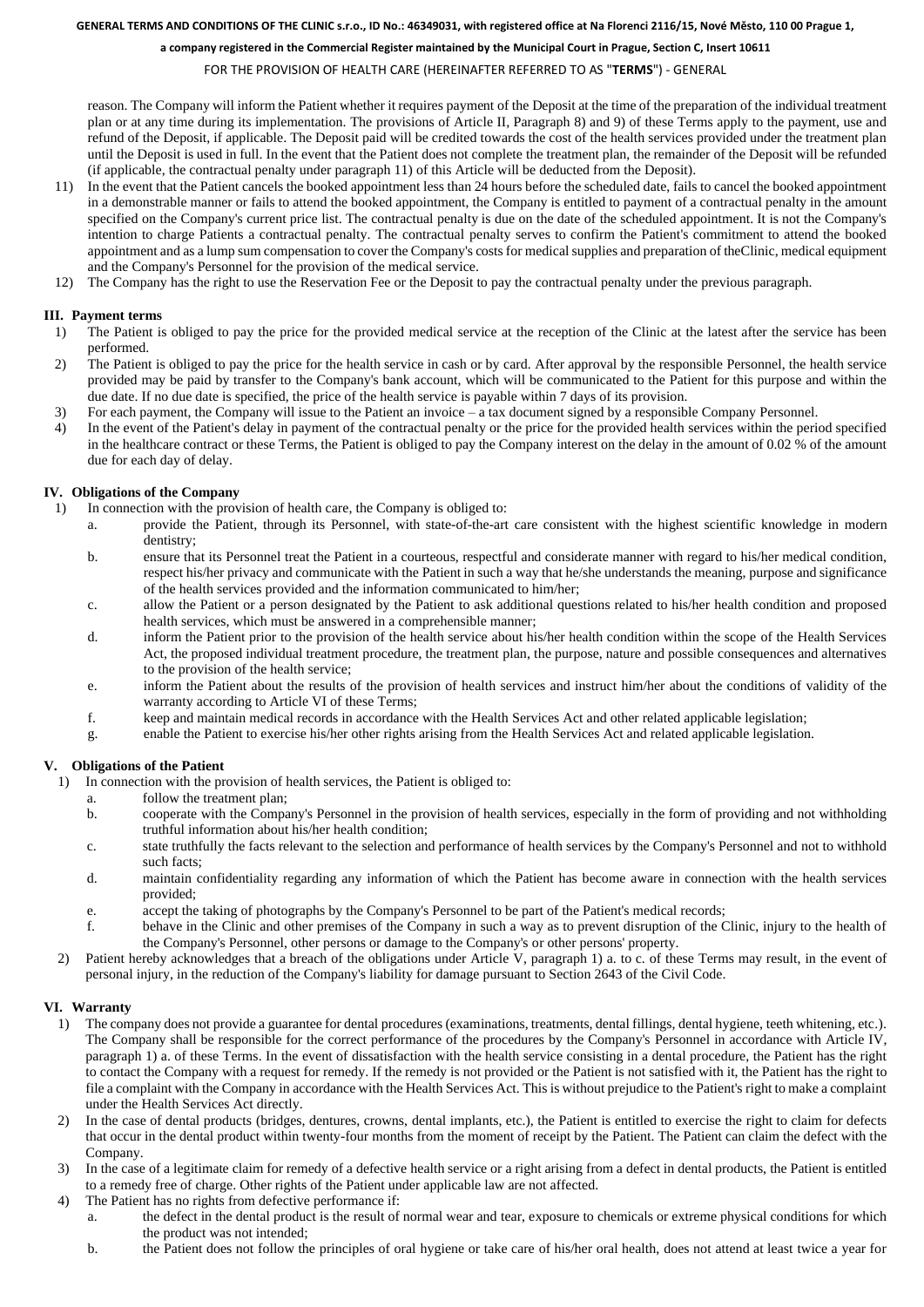reason. The Company will inform the Patient whether it requires payment of the Deposit at the time of the preparation of the individual treatment plan or at any time during its implementation. The provisions of Article II, Paragraph 8) and 9) of these Terms apply to the payment, use and refund of the Deposit, if applicable. The Deposit paid will be credited towards the cost of the health services provided under the treatment plan until the Deposit is used in full. In the event that the Patient does not complete the treatment plan, the remainder of the Deposit will be refunded (if applicable, the contractual penalty under paragraph 11) of this Article will be deducted from the Deposit).

11) In the event that the Patient cancels the booked appointment less than 24 hours before the scheduled date, fails to cancel the booked appointment in a demonstrable manner or fails to attend the booked appointment, the Company is entitled to payment of a contractual penalty in the amount specified on the Company's current price list. The contractual penalty is due on the date of the scheduled appointment. It is not the Company's intention to charge Patients a contractual penalty. The contractual penalty serves to confirm the Patient's commitment to attend the booked appointment and as a lump sum compensation to cover the Company's costs for medical supplies and preparation of theClinic, medical equipment and the Company's Personnel for the provision of the medical service.

12) The Company has the right to use the Reservation Fee or the Deposit to pay the contractual penalty under the previous paragraph.

## III. Payment terms

1) The Patient is obliged to pay the price for the provided medical service at the reception of the Clinic at the latest after the service has been performed.
2) The Patient is obliged to pay the price for the health service in cash or by card. After approval by the responsible Personnel, the health service provided may be paid by transfer to the Company's bank account, which will be communicated to the Patient for this purpose and within the due date. If no due date is specified, the price of the health service is payable within 7 days of its provision.
3) For each payment, the Company will issue to the Patient an invoice – a tax document signed by a responsible Company Personnel.
4) In the event of the Patient's delay in payment of the contractual penalty or the price for the provided health services within the period specified in the healthcare contract or these Terms, the Patient is obliged to pay the Company interest on the delay in the amount of 0.02 % of the amount due for each day of delay.

## IV. Obligations of the Company

1) In connection with the provision of health care, the Company is obliged to:
   a. provide the Patient, through its Personnel, with state-of-the-art care consistent with the highest scientific knowledge in modern dentistry;
   b. ensure that its Personnel treat the Patient in a courteous, respectful and considerate manner with regard to his/her medical condition, respect his/her privacy and communicate with the Patient in such a way that he/she understands the meaning, purpose and significance of the health services provided and the information communicated to him/her;
   c. allow the Patient or a person designated by the Patient to ask additional questions related to his/her health condition and proposed health services, which must be answered in a comprehensible manner;
   d. inform the Patient prior to the provision of the health service about his/her health condition within the scope of the Health Services Act, the proposed individual treatment procedure, the treatment plan, the purpose, nature and possible consequences and alternatives to the provision of the health service;
   e. inform the Patient about the results of the provision of health services and instruct him/her about the conditions of validity of the warranty according to Article VI of these Terms;
   f. keep and maintain medical records in accordance with the Health Services Act and other related applicable legislation;
   g. enable the Patient to exercise his/her other rights arising from the Health Services Act and related applicable legislation.

## V. Obligations of the Patient

1) In connection with the provision of health services, the Patient is obliged to:
   a. follow the treatment plan;
   b. cooperate with the Company's Personnel in the provision of health services, especially in the form of providing and not withholding truthful information about his/her health condition;
   c. state truthfully the facts relevant to the selection and performance of health services by the Company's Personnel and not to withhold such facts;
   d. maintain confidentiality regarding any information of which the Patient has become aware in connection with the health services provided;
   e. accept the taking of photographs by the Company's Personnel to be part of the Patient's medical records;
   f. behave in the Clinic and other premises of the Company in such a way as to prevent disruption of the Clinic, injury to the health of the Company's Personnel, other persons or damage to the Company's or other persons' property.
2) Patient hereby acknowledges that a breach of the obligations under Article V, paragraph 1) a. to c. of these Terms may result, in the event of personal injury, in the reduction of the Company's liability for damage pursuant to Section 2643 of the Civil Code.

## VI. Warranty

1) The company does not provide a guarantee for dental procedures (examinations, treatments, dental fillings, dental hygiene, teeth whitening, etc.). The Company shall be responsible for the correct performance of the procedures by the Company's Personnel in accordance with Article IV, paragraph 1) a. of these Terms. In the event of dissatisfaction with the health service consisting in a dental procedure, the Patient has the right to contact the Company with a request for remedy. If the remedy is not provided or the Patient is not satisfied with it, the Patient has the right to file a complaint with the Company in accordance with the Health Services Act. This is without prejudice to the Patient's right to make a complaint under the Health Services Act directly.
2) In the case of dental products (bridges, dentures, crowns, dental implants, etc.), the Patient is entitled to exercise the right to claim for defects that occur in the dental product within twenty-four months from the moment of receipt by the Patient. The Patient can claim the defect with the Company.
3) In the case of a legitimate claim for remedy of a defective health service or a right arising from a defect in dental products, the Patient is entitled to a remedy free of charge. Other rights of the Patient under applicable law are not affected.
4) The Patient has no rights from defective performance if:
   a. the defect in the dental product is the result of normal wear and tear, exposure to chemicals or extreme physical conditions for which the product was not intended;
   b. the Patient does not follow the principles of oral hygiene or take care of his/her oral health, does not attend at least twice a year for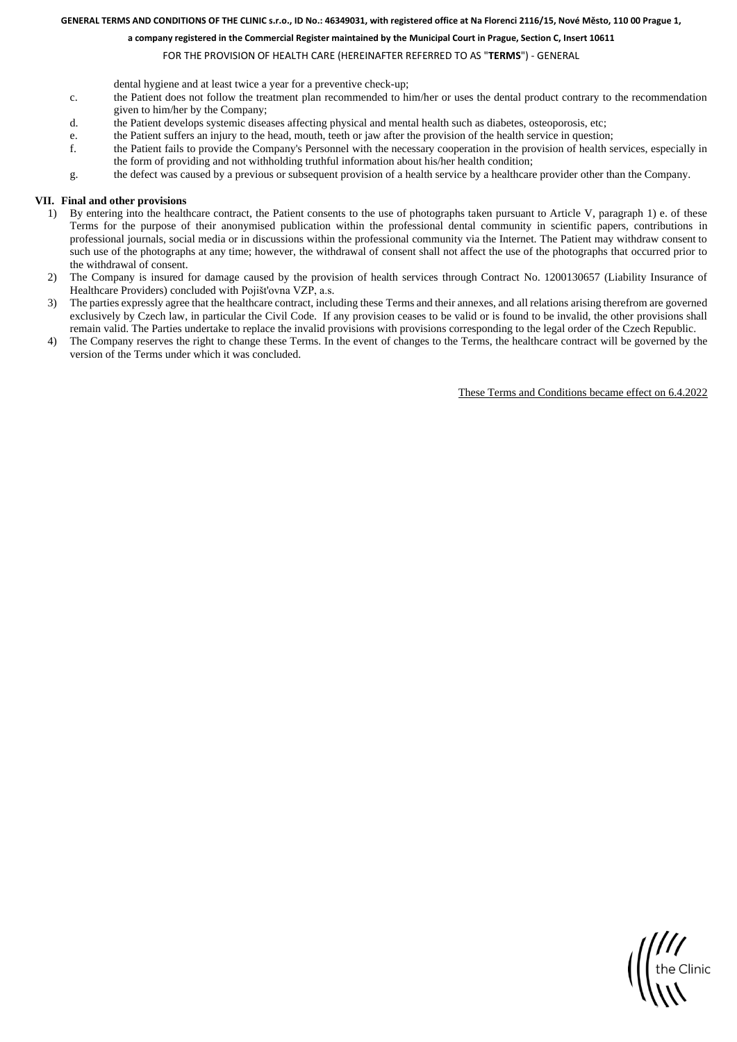dental hygiene and at least twice a year for a preventive check-up;

c. the Patient does not follow the treatment plan recommended to him/her or uses the dental product contrary to the recommendation given to him/her by the Company;

d. the Patient develops systemic diseases affecting physical and mental health such as diabetes, osteoporosis, etc;

e. the Patient suffers an injury to the head, mouth, teeth or jaw after the provision of the health service in question;

f. the Patient fails to provide the Company's Personnel with the necessary cooperation in the provision of health services, especially in the form of providing and not withholding truthful information about his/her health condition;

g. the defect was caused by a previous or subsequent provision of a health service by a healthcare provider other than the Company.

## VII. Final and other provisions

1) By entering into the healthcare contract, the Patient consents to the use of photographs taken pursuant to Article V, paragraph 1) e. of these Terms for the purpose of their anonymised publication within the professional dental community in scientific papers, contributions in professional journals, social media or in discussions within the professional community via the Internet. The Patient may withdraw consent to such use of the photographs at any time; however, the withdrawal of consent shall not affect the use of the photographs that occurred prior to the withdrawal of consent.
2) The Company is insured for damage caused by the provision of health services through Contract No. 1200130657 (Liability Insurance of Healthcare Providers) concluded with Pojišťovna VZP, a.s.
3) The parties expressly agree that the healthcare contract, including these Terms and their annexes, and all relations arising therefrom are governed exclusively by Czech law, in particular the Civil Code. If any provision ceases to be valid or is found to be invalid, the other provisions shall remain valid. The Parties undertake to replace the invalid provisions with provisions corresponding to the legal order of the Czech Republic.
4) The Company reserves the right to change these Terms. In the event of changes to the Terms, the healthcare contract will be governed by the version of the Terms under which it was concluded.

These Terms and Conditions became effect on 6.4.2022

the Clinic